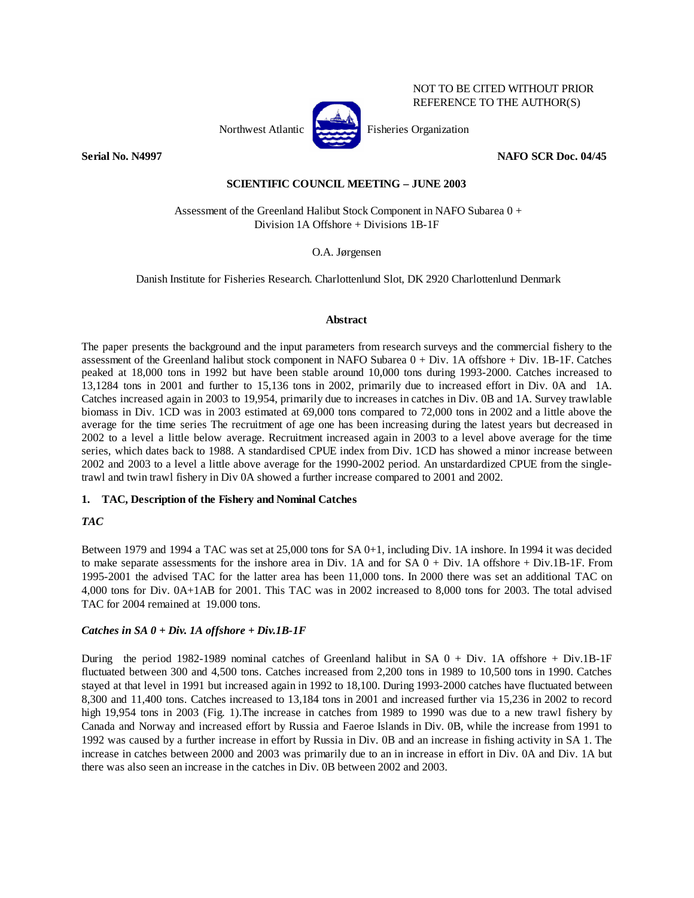NOT TO BE CITED WITHOUT PRIOR REFERENCE TO THE AUTHOR(S)

Northwest Atlantic Fisheries Organization

**Serial No. N4997** **NAFO SCR Doc. 04/45**

**SCIENTIFIC COUNCIL MEETING – JUNE 2003**

Assessment of the Greenland Halibut Stock Component in NAFO Subarea 0 + Division 1A Offshore + Divisions 1B-1F

O.A. Jørgensen

Danish Institute for Fisheries Research. Charlottenlund Slot, DK 2920 Charlottenlund Denmark

**Abstract**

The paper presents the background and the input parameters from research surveys and the commercial fishery to the assessment of the Greenland halibut stock component in NAFO Subarea 0 + Div. 1A offshore + Div. 1B-1F. Catches peaked at 18,000 tons in 1992 but have been stable around 10,000 tons during 1993-2000. Catches increased to 13,1284 tons in 2001 and further to 15,136 tons in 2002, primarily due to increased effort in Div. 0A and 1A. Catches increased again in 2003 to 19,954, primarily due to increases in catches in Div. 0B and 1A. Survey trawlable biomass in Div. 1CD was in 2003 estimated at 69,000 tons compared to 72,000 tons in 2002 and a little above the average for the time series The recruitment of age one has been increasing during the latest years but decreased in 2002 to a level a little below average. Recruitment increased again in 2003 to a level above average for the time series, which dates back to 1988. A standardised CPUE index from Div. 1CD has showed a minor increase between 2002 and 2003 to a level a little above average for the 1990-2002 period. An unstardardized CPUE from the single-trawl and twin trawl fishery in Div 0A showed a further increase compared to 2001 and 2002.

## 1. TAC, Description of the Fishery and Nominal Catches

### *TAC*

Between 1979 and 1994 a TAC was set at 25,000 tons for SA 0+1, including Div. 1A inshore. In 1994 it was decided to make separate assessments for the inshore area in Div. 1A and for SA 0 + Div. 1A offshore + Div.1B-1F. From 1995-2001 the advised TAC for the latter area has been 11,000 tons. In 2000 there was set an additional TAC on 4,000 tons for Div. 0A+1AB for 2001. This TAC was in 2002 increased to 8,000 tons for 2003. The total advised TAC for 2004 remained at 19.000 tons.

### *Catches in SA 0 + Div. 1A offshore + Div.1B-1F*

During the period 1982-1989 nominal catches of Greenland halibut in SA 0 + Div. 1A offshore + Div.1B-1F fluctuated between 300 and 4,500 tons. Catches increased from 2,200 tons in 1989 to 10,500 tons in 1990. Catches stayed at that level in 1991 but increased again in 1992 to 18,100. During 1993-2000 catches have fluctuated between 8,300 and 11,400 tons. Catches increased to 13,184 tons in 2001 and increased further via 15,236 in 2002 to record high 19,954 tons in 2003 (Fig. 1).The increase in catches from 1989 to 1990 was due to a new trawl fishery by Canada and Norway and increased effort by Russia and Faeroe Islands in Div. 0B, while the increase from 1991 to 1992 was caused by a further increase in effort by Russia in Div. 0B and an increase in fishing activity in SA 1. The increase in catches between 2000 and 2003 was primarily due to an in increase in effort in Div. 0A and Div. 1A but there was also seen an increase in the catches in Div. 0B between 2002 and 2003.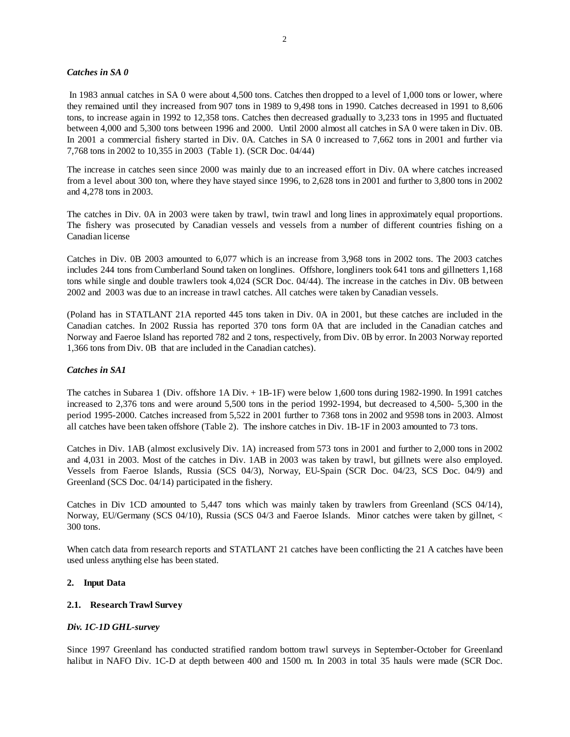### *Catches in SA 0*

In 1983 annual catches in SA 0 were about 4,500 tons. Catches then dropped to a level of 1,000 tons or lower, where they remained until they increased from 907 tons in 1989 to 9,498 tons in 1990. Catches decreased in 1991 to 8,606 tons, to increase again in 1992 to 12,358 tons. Catches then decreased gradually to 3,233 tons in 1995 and fluctuated between 4,000 and 5,300 tons between 1996 and 2000. Until 2000 almost all catches in SA 0 were taken in Div. 0B. In 2001 a commercial fishery started in Div. 0A. Catches in SA 0 increased to 7,662 tons in 2001 and further via 7,768 tons in 2002 to 10,355 in 2003 (Table 1). (SCR Doc. 04/44)

The increase in catches seen since 2000 was mainly due to an increased effort in Div. 0A where catches increased from a level about 300 ton, where they have stayed since 1996, to 2,628 tons in 2001 and further to 3,800 tons in 2002 and 4,278 tons in 2003.

The catches in Div. 0A in 2003 were taken by trawl, twin trawl and long lines in approximately equal proportions. The fishery was prosecuted by Canadian vessels and vessels from a number of different countries fishing on a Canadian license

Catches in Div. 0B 2003 amounted to 6,077 which is an increase from 3,968 tons in 2002 tons. The 2003 catches includes 244 tons from Cumberland Sound taken on longlines. Offshore, longliners took 641 tons and gillnetters 1,168 tons while single and double trawlers took 4,024 (SCR Doc. 04/44). The increase in the catches in Div. 0B between 2002 and 2003 was due to an increase in trawl catches. All catches were taken by Canadian vessels.

(Poland has in STATLANT 21A reported 445 tons taken in Div. 0A in 2001, but these catches are included in the Canadian catches. In 2002 Russia has reported 370 tons form 0A that are included in the Canadian catches and Norway and Faeroe Island has reported 782 and 2 tons, respectively, from Div. 0B by error. In 2003 Norway reported 1,366 tons from Div. 0B that are included in the Canadian catches).

### *Catches in SA1*

The catches in Subarea 1 (Div. offshore 1A Div. + 1B-1F) were below 1,600 tons during 1982-1990. In 1991 catches increased to 2,376 tons and were around 5,500 tons in the period 1992-1994, but decreased to 4,500- 5,300 in the period 1995-2000. Catches increased from 5,522 in 2001 further to 7368 tons in 2002 and 9598 tons in 2003. Almost all catches have been taken offshore (Table 2). The inshore catches in Div. 1B-1F in 2003 amounted to 73 tons.

Catches in Div. 1AB (almost exclusively Div. 1A) increased from 573 tons in 2001 and further to 2,000 tons in 2002 and 4,031 in 2003. Most of the catches in Div. 1AB in 2003 was taken by trawl, but gillnets were also employed. Vessels from Faeroe Islands, Russia (SCS 04/3), Norway, EU-Spain (SCR Doc. 04/23, SCS Doc. 04/9) and Greenland (SCS Doc. 04/14) participated in the fishery.

Catches in Div 1CD amounted to 5,447 tons which was mainly taken by trawlers from Greenland (SCS 04/14), Norway, EU/Germany (SCS 04/10), Russia (SCS 04/3 and Faeroe Islands. Minor catches were taken by gillnet, < 300 tons.

When catch data from research reports and STATLANT 21 catches have been conflicting the 21 A catches have been used unless anything else has been stated.

## 2. Input Data

### 2.1. Research Trawl Survey

#### *Div. 1C-1D GHL-survey*

Since 1997 Greenland has conducted stratified random bottom trawl surveys in September-October for Greenland halibut in NAFO Div. 1C-D at depth between 400 and 1500 m. In 2003 in total 35 hauls were made (SCR Doc.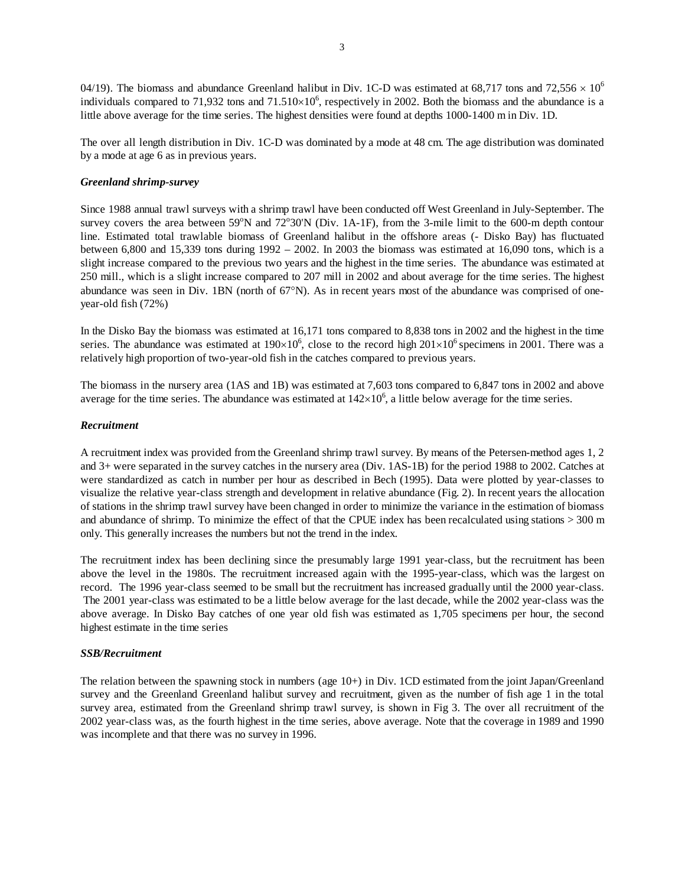04/19). The biomass and abundance Greenland halibut in Div. 1C-D was estimated at 68,717 tons and 72,556 $\times 10^6$ individuals compared to 71,932 tons and 71.510$\times 10^6$, respectively in 2002. Both the biomass and the abundance is a little above average for the time series. The highest densities were found at depths 1000-1400 m in Div. 1D.

The over all length distribution in Div. 1C-D was dominated by a mode at 48 cm. The age distribution was dominated by a mode at age 6 as in previous years.

### *Greenland shrimp-survey*

Since 1988 annual trawl surveys with a shrimp trawl have been conducted off West Greenland in July-September. The survey covers the area between 59°N and 72°30'N (Div. 1A-1F), from the 3-mile limit to the 600-m depth contour line. Estimated total trawlable biomass of Greenland halibut in the offshore areas (- Disko Bay) has fluctuated between 6,800 and 15,339 tons during 1992 – 2002. In 2003 the biomass was estimated at 16,090 tons, which is a slight increase compared to the previous two years and the highest in the time series. The abundance was estimated at 250 mill., which is a slight increase compared to 207 mill in 2002 and about average for the time series. The highest abundance was seen in Div. 1BN (north of 67°N). As in recent years most of the abundance was comprised of one-year-old fish (72%)

In the Disko Bay the biomass was estimated at 16,171 tons compared to 8,838 tons in 2002 and the highest in the time series. The abundance was estimated at 190$\times 10^6$, close to the record high 201$\times 10^6$ specimens in 2001. There was a relatively high proportion of two-year-old fish in the catches compared to previous years.

The biomass in the nursery area (1AS and 1B) was estimated at 7,603 tons compared to 6,847 tons in 2002 and above average for the time series. The abundance was estimated at 142$\times 10^6$, a little below average for the time series.

### *Recruitment*

A recruitment index was provided from the Greenland shrimp trawl survey. By means of the Petersen-method ages 1, 2 and 3+ were separated in the survey catches in the nursery area (Div. 1AS-1B) for the period 1988 to 2002. Catches at were standardized as catch in number per hour as described in Bech (1995). Data were plotted by year-classes to visualize the relative year-class strength and development in relative abundance (Fig. 2). In recent years the allocation of stations in the shrimp trawl survey have been changed in order to minimize the variance in the estimation of biomass and abundance of shrimp. To minimize the effect of that the CPUE index has been recalculated using stations > 300 m only. This generally increases the numbers but not the trend in the index.

The recruitment index has been declining since the presumably large 1991 year-class, but the recruitment has been above the level in the 1980s. The recruitment increased again with the 1995-year-class, which was the largest on record. The 1996 year-class seemed to be small but the recruitment has increased gradually until the 2000 year-class. The 2001 year-class was estimated to be a little below average for the last decade, while the 2002 year-class was the above average. In Disko Bay catches of one year old fish was estimated as 1,705 specimens per hour, the second highest estimate in the time series

### *SSB/Recruitment*

The relation between the spawning stock in numbers (age 10+) in Div. 1CD estimated from the joint Japan/Greenland survey and the Greenland Greenland halibut survey and recruitment, given as the number of fish age 1 in the total survey area, estimated from the Greenland shrimp trawl survey, is shown in Fig 3. The over all recruitment of the 2002 year-class was, as the fourth highest in the time series, above average. Note that the coverage in 1989 and 1990 was incomplete and that there was no survey in 1996.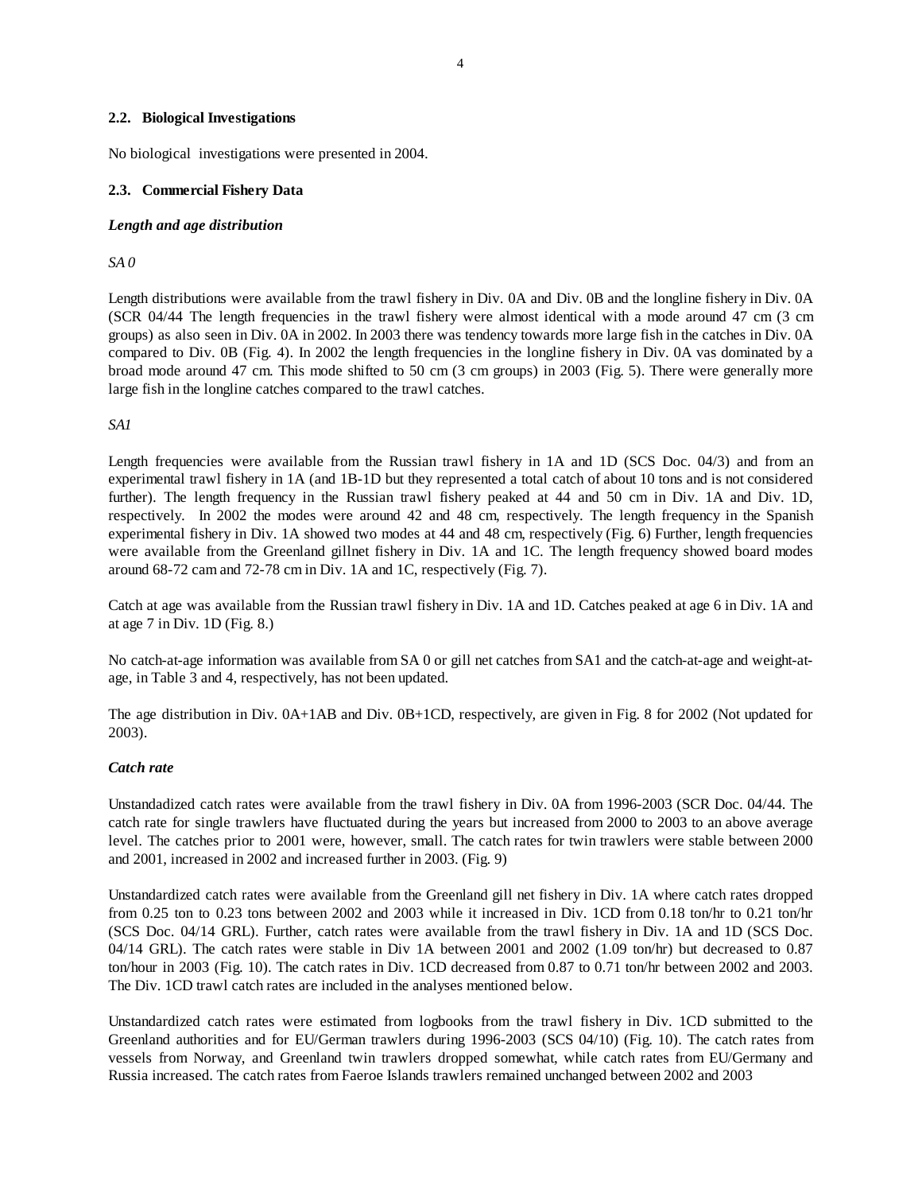## 2.2. Biological Investigations

No biological investigations were presented in 2004.

## 2.3. Commercial Fishery Data

***Length and age distribution***

*SA 0*

Length distributions were available from the trawl fishery in Div. 0A and Div. 0B and the longline fishery in Div. 0A (SCR 04/44 The length frequencies in the trawl fishery were almost identical with a mode around 47 cm (3 cm groups) as also seen in Div. 0A in 2002. In 2003 there was tendency towards more large fish in the catches in Div. 0A compared to Div. 0B (Fig. 4). In 2002 the length frequencies in the longline fishery in Div. 0A vas dominated by a broad mode around 47 cm. This mode shifted to 50 cm (3 cm groups) in 2003 (Fig. 5). There were generally more large fish in the longline catches compared to the trawl catches.

*SA1*

Length frequencies were available from the Russian trawl fishery in 1A and 1D (SCS Doc. 04/3) and from an experimental trawl fishery in 1A (and 1B-1D but they represented a total catch of about 10 tons and is not considered further). The length frequency in the Russian trawl fishery peaked at 44 and 50 cm in Div. 1A and Div. 1D, respectively. In 2002 the modes were around 42 and 48 cm, respectively. The length frequency in the Spanish experimental fishery in Div. 1A showed two modes at 44 and 48 cm, respectively (Fig. 6) Further, length frequencies were available from the Greenland gillnet fishery in Div. 1A and 1C. The length frequency showed board modes around 68-72 cam and 72-78 cm in Div. 1A and 1C, respectively (Fig. 7).

Catch at age was available from the Russian trawl fishery in Div. 1A and 1D. Catches peaked at age 6 in Div. 1A and at age 7 in Div. 1D (Fig. 8.)

No catch-at-age information was available from SA 0 or gill net catches from SA1 and the catch-at-age and weight-at-age, in Table 3 and 4, respectively, has not been updated.

The age distribution in Div. 0A+1AB and Div. 0B+1CD, respectively, are given in Fig. 8 for 2002 (Not updated for 2003).

***Catch rate***

Unstandadized catch rates were available from the trawl fishery in Div. 0A from 1996-2003 (SCR Doc. 04/44. The catch rate for single trawlers have fluctuated during the years but increased from 2000 to 2003 to an above average level. The catches prior to 2001 were, however, small. The catch rates for twin trawlers were stable between 2000 and 2001, increased in 2002 and increased further in 2003. (Fig. 9)

Unstandardized catch rates were available from the Greenland gill net fishery in Div. 1A where catch rates dropped from 0.25 ton to 0.23 tons between 2002 and 2003 while it increased in Div. 1CD from 0.18 ton/hr to 0.21 ton/hr (SCS Doc. 04/14 GRL). Further, catch rates were available from the trawl fishery in Div. 1A and 1D (SCS Doc. 04/14 GRL). The catch rates were stable in Div 1A between 2001 and 2002 (1.09 ton/hr) but decreased to 0.87 ton/hour in 2003 (Fig. 10). The catch rates in Div. 1CD decreased from 0.87 to 0.71 ton/hr between 2002 and 2003. The Div. 1CD trawl catch rates are included in the analyses mentioned below.

Unstandardized catch rates were estimated from logbooks from the trawl fishery in Div. 1CD submitted to the Greenland authorities and for EU/German trawlers during 1996-2003 (SCS 04/10) (Fig. 10). The catch rates from vessels from Norway, and Greenland twin trawlers dropped somewhat, while catch rates from EU/Germany and Russia increased. The catch rates from Faeroe Islands trawlers remained unchanged between 2002 and 2003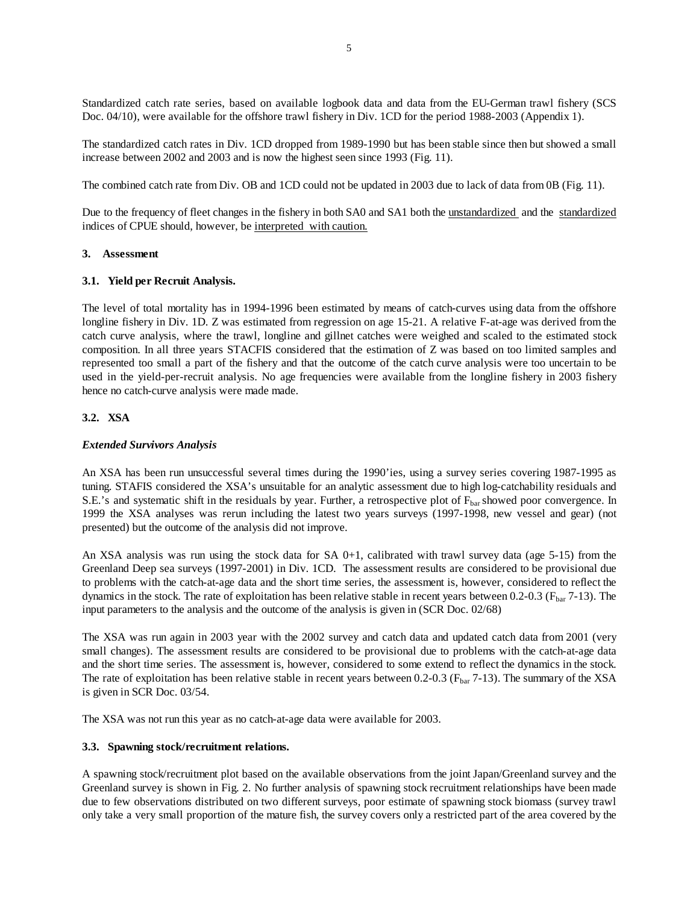Standardized catch rate series, based on available logbook data and data from the EU-German trawl fishery (SCS Doc. 04/10), were available for the offshore trawl fishery in Div. 1CD for the period 1988-2003 (Appendix 1).

The standardized catch rates in Div. 1CD dropped from 1989-1990 but has been stable since then but showed a small increase between 2002 and 2003 and is now the highest seen since 1993 (Fig. 11).

The combined catch rate from Div. OB and 1CD could not be updated in 2003 due to lack of data from 0B (Fig. 11).

Due to the frequency of fleet changes in the fishery in both SA0 and SA1 both the unstandardized and the standardized indices of CPUE should, however, be interpreted with caution.

### 3. Assessment

#### 3.1. Yield per Recruit Analysis.

The level of total mortality has in 1994-1996 been estimated by means of catch-curves using data from the offshore longline fishery in Div. 1D. Z was estimated from regression on age 15-21. A relative F-at-age was derived from the catch curve analysis, where the trawl, longline and gillnet catches were weighed and scaled to the estimated stock composition. In all three years STACFIS considered that the estimation of Z was based on too limited samples and represented too small a part of the fishery and that the outcome of the catch curve analysis were too uncertain to be used in the yield-per-recruit analysis. No age frequencies were available from the longline fishery in 2003 fishery hence no catch-curve analysis were made made.

#### 3.2. XSA

***Extended Survivors Analysis***

An XSA has been run unsuccessful several times during the 1990'ies, using a survey series covering 1987-1995 as tuning. STAFIS considered the XSA's unsuitable for an analytic assessment due to high log-catchability residuals and S.E.'s and systematic shift in the residuals by year. Further, a retrospective plot of $F_{bar}$ showed poor convergence. In 1999 the XSA analyses was rerun including the latest two years surveys (1997-1998, new vessel and gear) (not presented) but the outcome of the analysis did not improve.

An XSA analysis was run using the stock data for SA 0+1, calibrated with trawl survey data (age 5-15) from the Greenland Deep sea surveys (1997-2001) in Div. 1CD. The assessment results are considered to be provisional due to problems with the catch-at-age data and the short time series, the assessment is, however, considered to reflect the dynamics in the stock. The rate of exploitation has been relative stable in recent years between 0.2-0.3 ($F_{bar}$ 7-13). The input parameters to the analysis and the outcome of the analysis is given in (SCR Doc. 02/68)

The XSA was run again in 2003 year with the 2002 survey and catch data and updated catch data from 2001 (very small changes). The assessment results are considered to be provisional due to problems with the catch-at-age data and the short time series. The assessment is, however, considered to some extend to reflect the dynamics in the stock. The rate of exploitation has been relative stable in recent years between 0.2-0.3 ($F_{bar}$ 7-13). The summary of the XSA is given in SCR Doc. 03/54.

The XSA was not run this year as no catch-at-age data were available for 2003.

#### 3.3. Spawning stock/recruitment relations.

A spawning stock/recruitment plot based on the available observations from the joint Japan/Greenland survey and the Greenland survey is shown in Fig. 2. No further analysis of spawning stock recruitment relationships have been made due to few observations distributed on two different surveys, poor estimate of spawning stock biomass (survey trawl only take a very small proportion of the mature fish, the survey covers only a restricted part of the area covered by the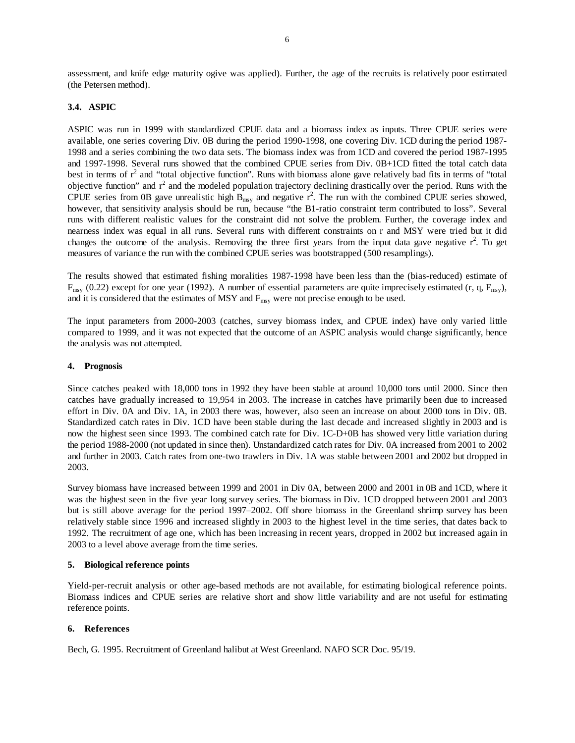assessment, and knife edge maturity ogive was applied). Further, the age of the recruits is relatively poor estimated (the Petersen method).

### 3.4. ASPIC

ASPIC was run in 1999 with standardized CPUE data and a biomass index as inputs. Three CPUE series were available, one series covering Div. 0B during the period 1990-1998, one covering Div. 1CD during the period 1987-1998 and a series combining the two data sets. The biomass index was from 1CD and covered the period 1987-1995 and 1997-1998. Several runs showed that the combined CPUE series from Div. 0B+1CD fitted the total catch data best in terms of $r^2$ and "total objective function". Runs with biomass alone gave relatively bad fits in terms of "total objective function" and $r^2$ and the modeled population trajectory declining drastically over the period. Runs with the CPUE series from 0B gave unrealistic high $B_{msy}$ and negative $r^2$. The run with the combined CPUE series showed, however, that sensitivity analysis should be run, because "the B1-ratio constraint term contributed to loss". Several runs with different realistic values for the constraint did not solve the problem. Further, the coverage index and nearness index was equal in all runs. Several runs with different constraints on r and MSY were tried but it did changes the outcome of the analysis. Removing the three first years from the input data gave negative $r^2$. To get measures of variance the run with the combined CPUE series was bootstrapped (500 resamplings).

The results showed that estimated fishing moralities 1987-1998 have been less than the (bias-reduced) estimate of $F_{msy}$ (0.22) except for one year (1992). A number of essential parameters are quite imprecisely estimated (r, q, $F_{msy}$), and it is considered that the estimates of MSY and $F_{msy}$ were not precise enough to be used.

The input parameters from 2000-2003 (catches, survey biomass index, and CPUE index) have only varied little compared to 1999, and it was not expected that the outcome of an ASPIC analysis would change significantly, hence the analysis was not attempted.

## 4. Prognosis

Since catches peaked with 18,000 tons in 1992 they have been stable at around 10,000 tons until 2000. Since then catches have gradually increased to 19,954 in 2003. The increase in catches have primarily been due to increased effort in Div. 0A and Div. 1A, in 2003 there was, however, also seen an increase on about 2000 tons in Div. 0B. Standardized catch rates in Div. 1CD have been stable during the last decade and increased slightly in 2003 and is now the highest seen since 1993. The combined catch rate for Div. 1C-D+0B has showed very little variation during the period 1988-2000 (not updated in since then). Unstandardized catch rates for Div. 0A increased from 2001 to 2002 and further in 2003. Catch rates from one-two trawlers in Div. 1A was stable between 2001 and 2002 but dropped in 2003.

Survey biomass have increased between 1999 and 2001 in Div 0A, between 2000 and 2001 in 0B and 1CD, where it was the highest seen in the five year long survey series. The biomass in Div. 1CD dropped between 2001 and 2003 but is still above average for the period 1997–2002. Off shore biomass in the Greenland shrimp survey has been relatively stable since 1996 and increased slightly in 2003 to the highest level in the time series, that dates back to 1992. The recruitment of age one, which has been increasing in recent years, dropped in 2002 but increased again in 2003 to a level above average from the time series.

## 5. Biological reference points

Yield-per-recruit analysis or other age-based methods are not available, for estimating biological reference points. Biomass indices and CPUE series are relative short and show little variability and are not useful for estimating reference points.

## 6. References

Bech, G. 1995. Recruitment of Greenland halibut at West Greenland. NAFO SCR Doc. 95/19.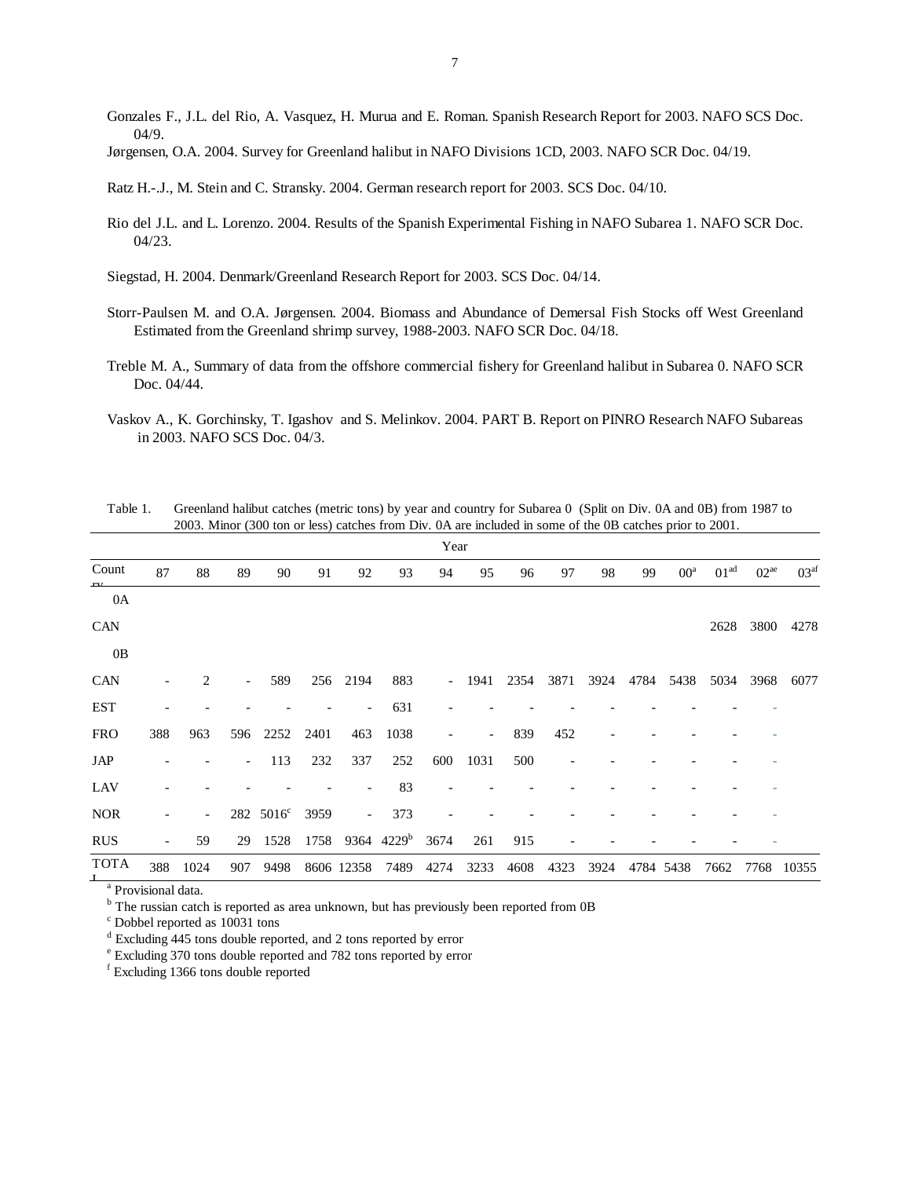Gonzales F., J.L. del Rio, A. Vasquez, H. Murua and E. Roman. Spanish Research Report for 2003. NAFO SCS Doc. 04/9.

Jørgensen, O.A. 2004. Survey for Greenland halibut in NAFO Divisions 1CD, 2003. NAFO SCR Doc. 04/19.

Ratz H.-.J., M. Stein and C. Stransky. 2004. German research report for 2003. SCS Doc. 04/10.

Rio del J.L. and L. Lorenzo. 2004. Results of the Spanish Experimental Fishing in NAFO Subarea 1. NAFO SCR Doc. 04/23.

Siegstad, H. 2004. Denmark/Greenland Research Report for 2003. SCS Doc. 04/14.

Storr-Paulsen M. and O.A. Jørgensen. 2004. Biomass and Abundance of Demersal Fish Stocks off West Greenland Estimated from the Greenland shrimp survey, 1988-2003. NAFO SCR Doc. 04/18.

Treble M. A., Summary of data from the offshore commercial fishery for Greenland halibut in Subarea 0. NAFO SCR Doc. 04/44.

Vaskov A., K. Gorchinsky, T. Igashov and S. Melinkov. 2004. PART B. Report on PINRO Research NAFO Subareas in 2003. NAFO SCS Doc. 04/3.

Table 1. Greenland halibut catches (metric tons) by year and country for Subarea 0 (Split on Div. 0A and 0B) from 1987 to 2003. Minor (300 ton or less) catches from Div. 0A are included in some of the 0B catches prior to 2001.

| | Year | | | | | | | | | | | | | | | | |
|---|---|---|---|---|---|---|---|---|---|---|---|---|---|---|---|---|---|
| Country | 87 | 88 | 89 | 90 | 91 | 92 | 93 | 94 | 95 | 96 | 97 | 98 | 99 | 00[a] | 01[ad] | 02[ae] | 03[af] |
| 0A | | | | | | | | | | | | | | | | | |
| CAN | | | | | | | | | | | | | | | 2628 | 3800 | 4278 |
| 0B | | | | | | | | | | | | | | | | | |
| CAN | - | 2 | - | 589 | 256 | 2194 | 883 | - | 1941 | 2354 | 3871 | 3924 | 4784 | 5438 | 5034 | 3968 | 6077 |
| EST | - | - | - | - | - | - | 631 | - | - | - | - | - | - | - | - | - | |
| FRO | 388 | 963 | 596 | 2252 | 2401 | 463 | 1038 | - | - | 839 | 452 | - | - | - | - | - | |
| JAP | - | - | - | 113 | 232 | 337 | 252 | 600 | 1031 | 500 | - | - | - | - | - | - | |
| LAV | - | - | - | - | - | - | 83 | - | - | - | - | - | - | - | - | - | |
| NOR | - | - | 282 | 5016[c] | 3959 | - | 373 | - | - | - | - | - | - | - | - | - | |
| RUS | - | 59 | 29 | 1528 | 1758 | 9364 | 4229[b] | 3674 | 261 | 915 | - | - | - | - | - | - | |
| TOTAL | 388 | 1024 | 907 | 9498 | 8606 | 12358 | 7489 | 4274 | 3233 | 4608 | 4323 | 3924 | 4784 | 5438 | 7662 | 7768 | 10355 |

[a] Provisional data.
[b] The russian catch is reported as area unknown, but has previously been reported from 0B
[c] Dobbel reported as 10031 tons
[d] Excluding 445 tons double reported, and 2 tons reported by error
[e] Excluding 370 tons double reported and 782 tons reported by error
[f] Excluding 1366 tons double reported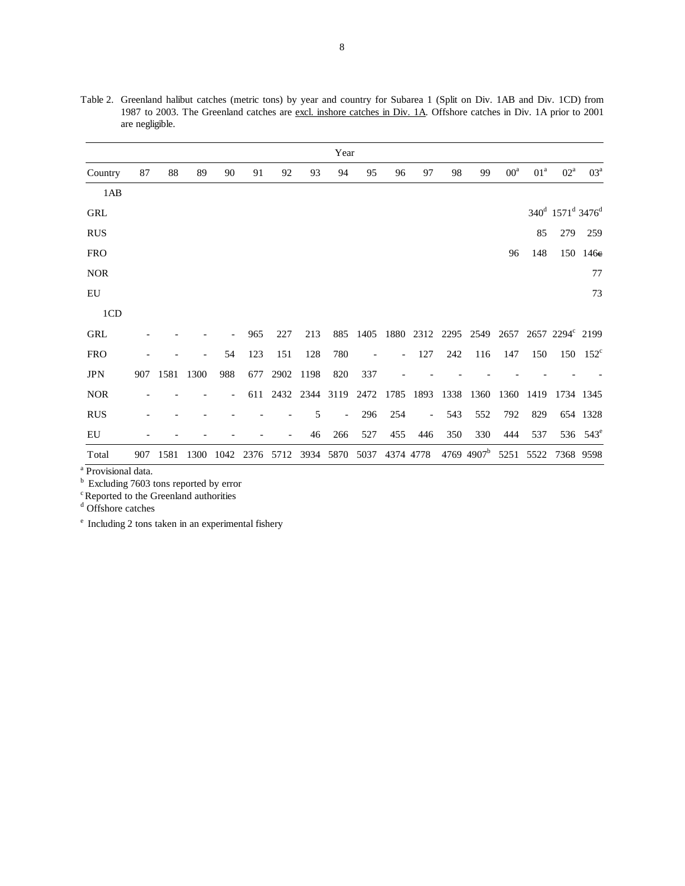Table 2. Greenland halibut catches (metric tons) by year and country for Subarea 1 (Split on Div. 1AB and Div. 1CD) from 1987 to 2003. The Greenland catches are excl. inshore catches in Div. 1A. Offshore catches in Div. 1A prior to 2001 are negligible.

| | Year | | | | | | | | | | | | | | | | |
|---|---|---|---|---|---|---|---|---|---|---|---|---|---|---|---|---|---|
| Country | 87 | 88 | 89 | 90 | 91 | 92 | 93 | 94 | 95 | 96 | 97 | 98 | 99 | 00[a] | 01[a] | 02[a] | 03[a] |
| 1AB | | | | | | | | | | | | | | | | | |
| GRL | | | | | | | | | | | | | | | 340[d] | 1571[d] | 3476[d] |
| RUS | | | | | | | | | | | | | | | 85 | 279 | 259 |
| FRO | | | | | | | | | | | | | | 96 | 148 | 150 | 146e |
| NOR | | | | | | | | | | | | | | | | | 77 |
| EU | | | | | | | | | | | | | | | | | 73 |
| 1CD | | | | | | | | | | | | | | | | | |
| GRL | - | - | - | - | 965 | 227 | 213 | 885 | 1405 | 1880 | 2312 | 2295 | 2549 | 2657 | 2657 | 2294[c] | 2199 |
| FRO | - | - | - | 54 | 123 | 151 | 128 | 780 | - | - | 127 | 242 | 116 | 147 | 150 | 150 | 152[c] |
| JPN | 907 | 1581 | 1300 | 988 | 677 | 2902 | 1198 | 820 | 337 | - | - | - | - | - | - | - | - |
| NOR | - | - | - | - | 611 | 2432 | 2344 | 3119 | 2472 | 1785 | 1893 | 1338 | 1360 | 1360 | 1419 | 1734 | 1345 |
| RUS | - | - | - | - | - | - | 5 | - | 296 | 254 | - | 543 | 552 | 792 | 829 | 654 | 1328 |
| EU | - | - | - | - | - | - | 46 | 266 | 527 | 455 | 446 | 350 | 330 | 444 | 537 | 536 | 543[e] |
| Total | 907 | 1581 | 1300 | 1042 | 2376 | 5712 | 3934 | 5870 | 5037 | 4374 | 4778 | 4769 | 4907[b] | 5251 | 5522 | 7368 | 9598 |

[a] Provisional data.
[b] Excluding 7603 tons reported by error
[c] Reported to the Greenland authorities
[d] Offshore catches
[e] Including 2 tons taken in an experimental fishery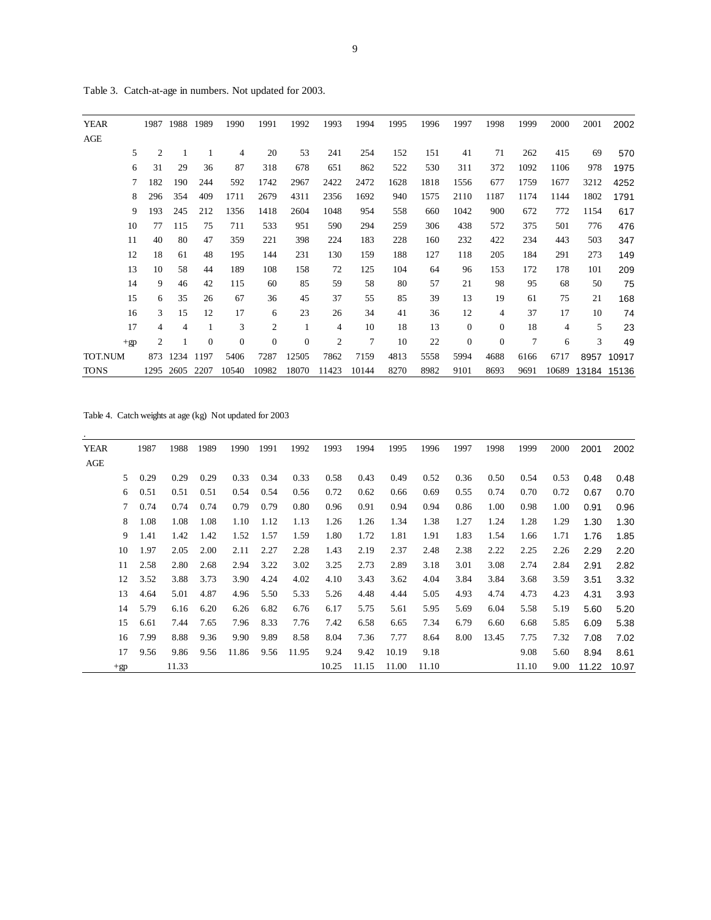Table 3. Catch-at-age in numbers. Not updated for 2003.

| YEAR | 1987 | 1988 | 1989 | 1990 | 1991 | 1992 | 1993 | 1994 | 1995 | 1996 | 1997 | 1998 | 1999 | 2000 | 2001 | 2002 |
|---|---|---|---|---|---|---|---|---|---|---|---|---|---|---|---|---|
| AGE | | | | | | | | | | | | | | | | |
| 5 | 2 | 1 | 1 | 4 | 20 | 53 | 241 | 254 | 152 | 151 | 41 | 71 | 262 | 415 | 69 | 570 |
| 6 | 31 | 29 | 36 | 87 | 318 | 678 | 651 | 862 | 522 | 530 | 311 | 372 | 1092 | 1106 | 978 | 1975 |
| 7 | 182 | 190 | 244 | 592 | 1742 | 2967 | 2422 | 2472 | 1628 | 1818 | 1556 | 677 | 1759 | 1677 | 3212 | 4252 |
| 8 | 296 | 354 | 409 | 1711 | 2679 | 4311 | 2356 | 1692 | 940 | 1575 | 2110 | 1187 | 1174 | 1144 | 1802 | 1791 |
| 9 | 193 | 245 | 212 | 1356 | 1418 | 2604 | 1048 | 954 | 558 | 660 | 1042 | 900 | 672 | 772 | 1154 | 617 |
| 10 | 77 | 115 | 75 | 711 | 533 | 951 | 590 | 294 | 259 | 306 | 438 | 572 | 375 | 501 | 776 | 476 |
| 11 | 40 | 80 | 47 | 359 | 221 | 398 | 224 | 183 | 228 | 160 | 232 | 422 | 234 | 443 | 503 | 347 |
| 12 | 18 | 61 | 48 | 195 | 144 | 231 | 130 | 159 | 188 | 127 | 118 | 205 | 184 | 291 | 273 | 149 |
| 13 | 10 | 58 | 44 | 189 | 108 | 158 | 72 | 125 | 104 | 64 | 96 | 153 | 172 | 178 | 101 | 209 |
| 14 | 9 | 46 | 42 | 115 | 60 | 85 | 59 | 58 | 80 | 57 | 21 | 98 | 95 | 68 | 50 | 75 |
| 15 | 6 | 35 | 26 | 67 | 36 | 45 | 37 | 55 | 85 | 39 | 13 | 19 | 61 | 75 | 21 | 168 |
| 16 | 3 | 15 | 12 | 17 | 6 | 23 | 26 | 34 | 41 | 36 | 12 | 4 | 37 | 17 | 10 | 74 |
| 17 | 4 | 4 | 1 | 3 | 2 | 1 | 4 | 10 | 18 | 13 | 0 | 0 | 18 | 4 | 5 | 23 |
| +gp | 2 | 1 | 0 | 0 | 0 | 0 | 2 | 7 | 10 | 22 | 0 | 0 | 7 | 6 | 3 | 49 |
| TOT.NUM | 873 | 1234 | 1197 | 5406 | 7287 | 12505 | 7862 | 7159 | 4813 | 5558 | 5994 | 4688 | 6166 | 6717 | 8957 | 10917 |
| TONS | 1295 | 2605 | 2207 | 10540 | 10982 | 18070 | 11423 | 10144 | 8270 | 8982 | 9101 | 8693 | 9691 | 10689 | 13184 | 15136 |

Table 4. Catch weights at age (kg) Not updated for 2003

| YEAR | 1987 | 1988 | 1989 | 1990 | 1991 | 1992 | 1993 | 1994 | 1995 | 1996 | 1997 | 1998 | 1999 | 2000 | 2001 | 2002 |
|---|---|---|---|---|---|---|---|---|---|---|---|---|---|---|---|---|
| AGE | | | | | | | | | | | | | | | | |
| 5 | 0.29 | 0.29 | 0.29 | 0.33 | 0.34 | 0.33 | 0.58 | 0.43 | 0.49 | 0.52 | 0.36 | 0.50 | 0.54 | 0.53 | 0.48 | 0.48 |
| 6 | 0.51 | 0.51 | 0.51 | 0.54 | 0.54 | 0.56 | 0.72 | 0.62 | 0.66 | 0.69 | 0.55 | 0.74 | 0.70 | 0.72 | 0.67 | 0.70 |
| 7 | 0.74 | 0.74 | 0.74 | 0.79 | 0.79 | 0.80 | 0.96 | 0.91 | 0.94 | 0.94 | 0.86 | 1.00 | 0.98 | 1.00 | 0.91 | 0.96 |
| 8 | 1.08 | 1.08 | 1.08 | 1.10 | 1.12 | 1.13 | 1.26 | 1.26 | 1.34 | 1.38 | 1.27 | 1.24 | 1.28 | 1.29 | 1.30 | 1.30 |
| 9 | 1.41 | 1.42 | 1.42 | 1.52 | 1.57 | 1.59 | 1.80 | 1.72 | 1.81 | 1.91 | 1.83 | 1.54 | 1.66 | 1.71 | 1.76 | 1.85 |
| 10 | 1.97 | 2.05 | 2.00 | 2.11 | 2.27 | 2.28 | 1.43 | 2.19 | 2.37 | 2.48 | 2.38 | 2.22 | 2.25 | 2.26 | 2.29 | 2.20 |
| 11 | 2.58 | 2.80 | 2.68 | 2.94 | 3.22 | 3.02 | 3.25 | 2.73 | 2.89 | 3.18 | 3.01 | 3.08 | 2.74 | 2.84 | 2.91 | 2.82 |
| 12 | 3.52 | 3.88 | 3.73 | 3.90 | 4.24 | 4.02 | 4.10 | 3.43 | 3.62 | 4.04 | 3.84 | 3.84 | 3.68 | 3.59 | 3.51 | 3.32 |
| 13 | 4.64 | 5.01 | 4.87 | 4.96 | 5.50 | 5.33 | 5.26 | 4.48 | 4.44 | 5.05 | 4.93 | 4.74 | 4.73 | 4.23 | 4.31 | 3.93 |
| 14 | 5.79 | 6.16 | 6.20 | 6.26 | 6.82 | 6.76 | 6.17 | 5.75 | 5.61 | 5.95 | 5.69 | 6.04 | 5.58 | 5.19 | 5.60 | 5.20 |
| 15 | 6.61 | 7.44 | 7.65 | 7.96 | 8.33 | 7.76 | 7.42 | 6.58 | 6.65 | 7.34 | 6.79 | 6.60 | 6.68 | 5.85 | 6.09 | 5.38 |
| 16 | 7.99 | 8.88 | 9.36 | 9.90 | 9.89 | 8.58 | 8.04 | 7.36 | 7.77 | 8.64 | 8.00 | 13.45 | 7.75 | 7.32 | 7.08 | 7.02 |
| 17 | 9.56 | 9.86 | 9.56 | 11.86 | 9.56 | 11.95 | 9.24 | 9.42 | 10.19 | 9.18 | | | 9.08 | 5.60 | 8.94 | 8.61 |
| +gp | | 11.33 | | | | | 10.25 | 11.15 | 11.00 | 11.10 | | | 11.10 | 9.00 | 11.22 | 10.97 |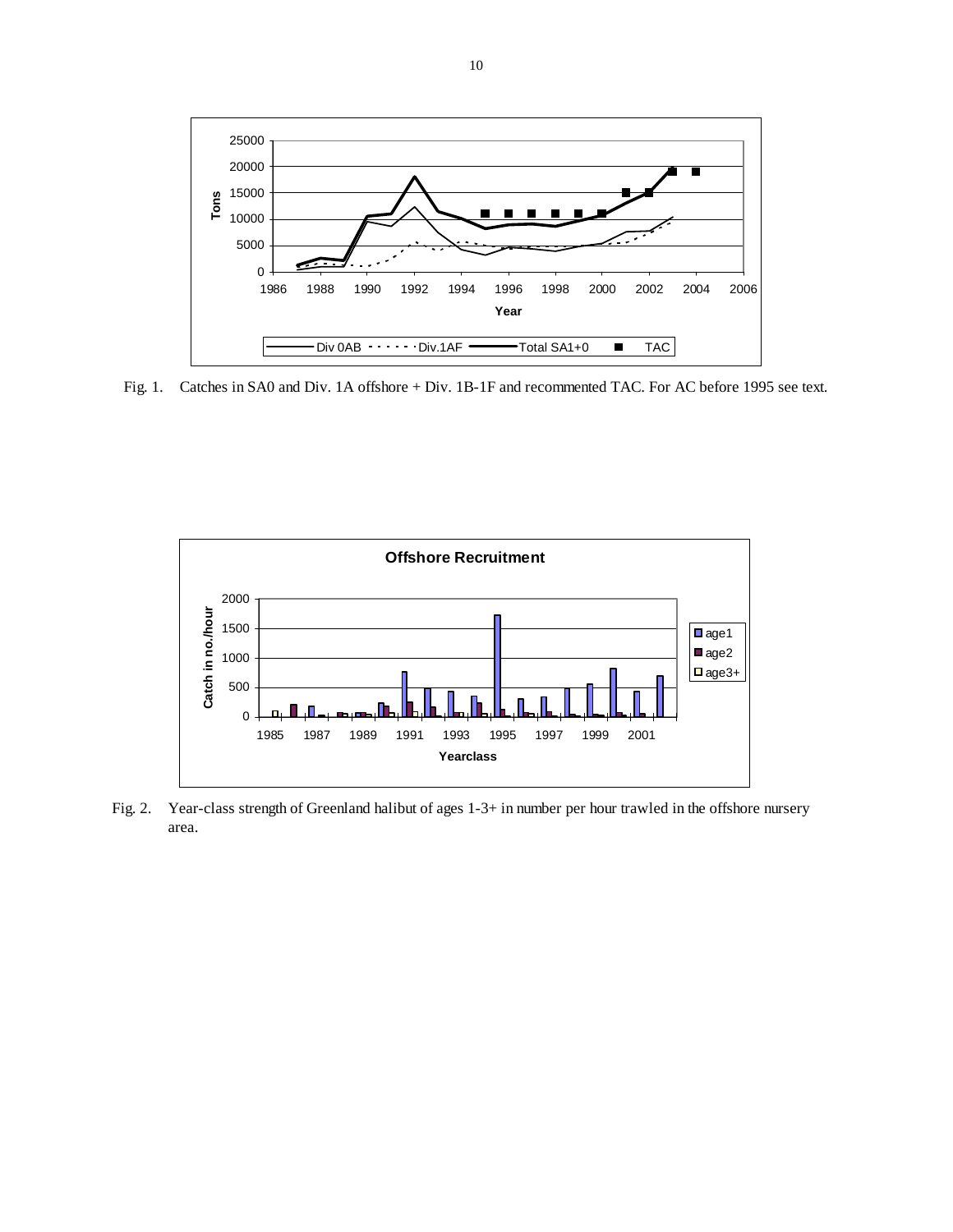Fig. 1. Catches in SA0 and Div. 1A offshore + Div. 1B-1F and recommented TAC. For AC before 1995 see text.

Fig. 2. Year-class strength of Greenland halibut of ages 1-3+ in number per hour trawled in the offshore nursery area.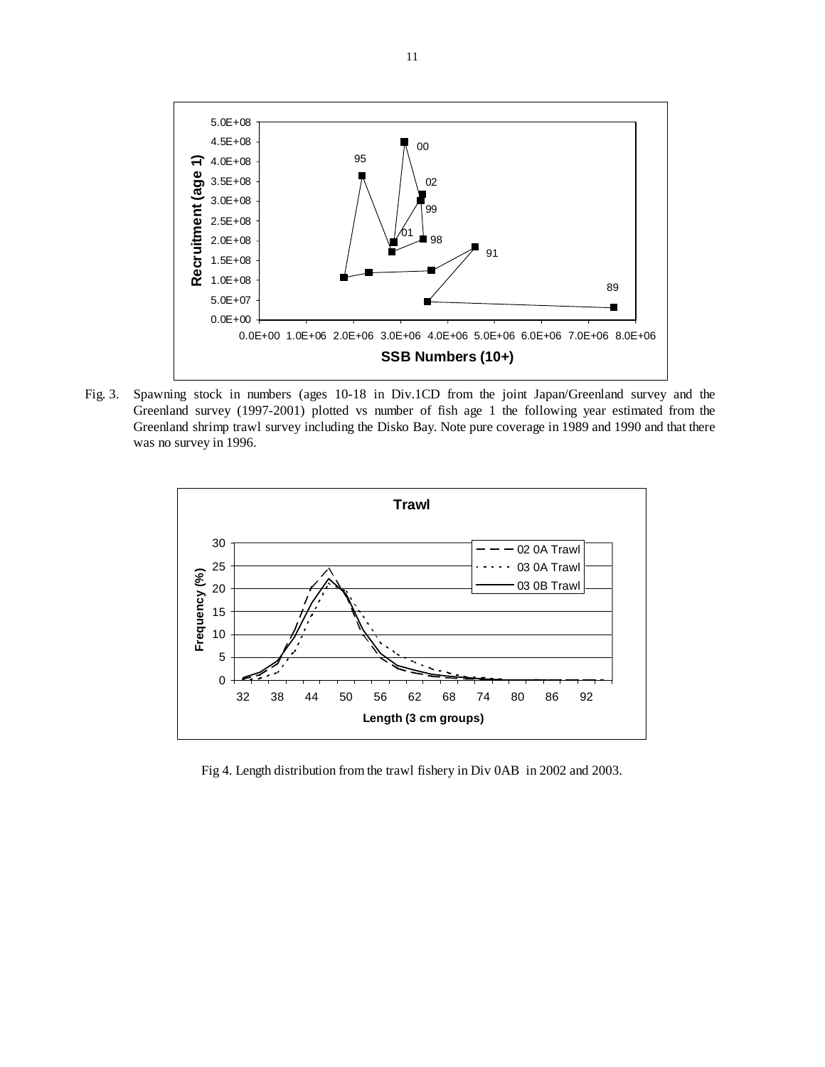Fig. 3. Spawning stock in numbers (ages 10-18 in Div.1CD from the joint Japan/Greenland survey and the Greenland survey (1997-2001) plotted vs number of fish age 1 the following year estimated from the Greenland shrimp trawl survey including the Disko Bay. Note pure coverage in 1989 and 1990 and that there was no survey in 1996.

Fig 4. Length distribution from the trawl fishery in Div 0AB in 2002 and 2003.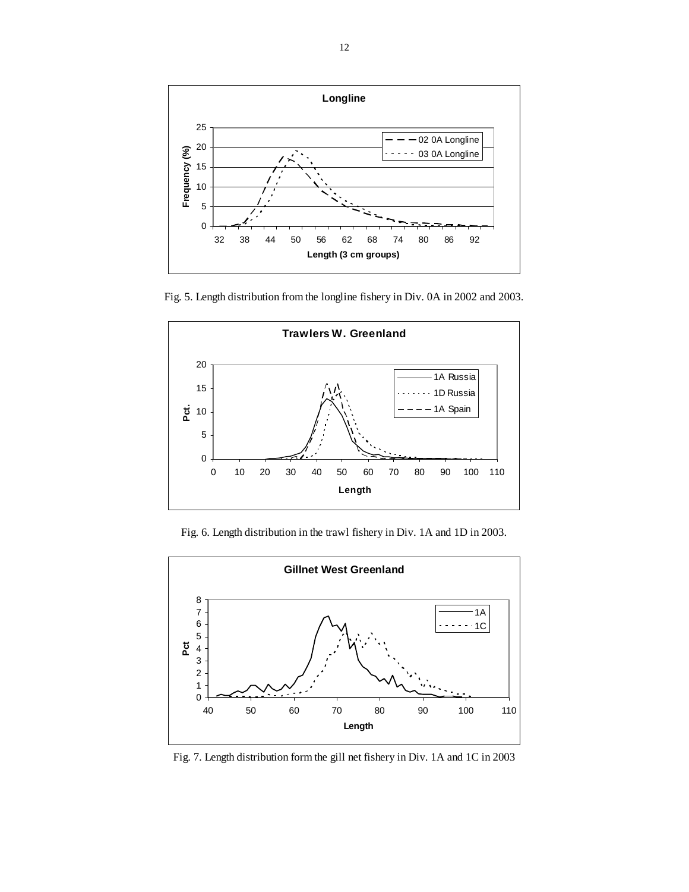Fig. 5. Length distribution from the longline fishery in Div. 0A in 2002 and 2003.

Fig. 6. Length distribution in the trawl fishery in Div. 1A and 1D in 2003.

Fig. 7. Length distribution form the gill net fishery in Div. 1A and 1C in 2003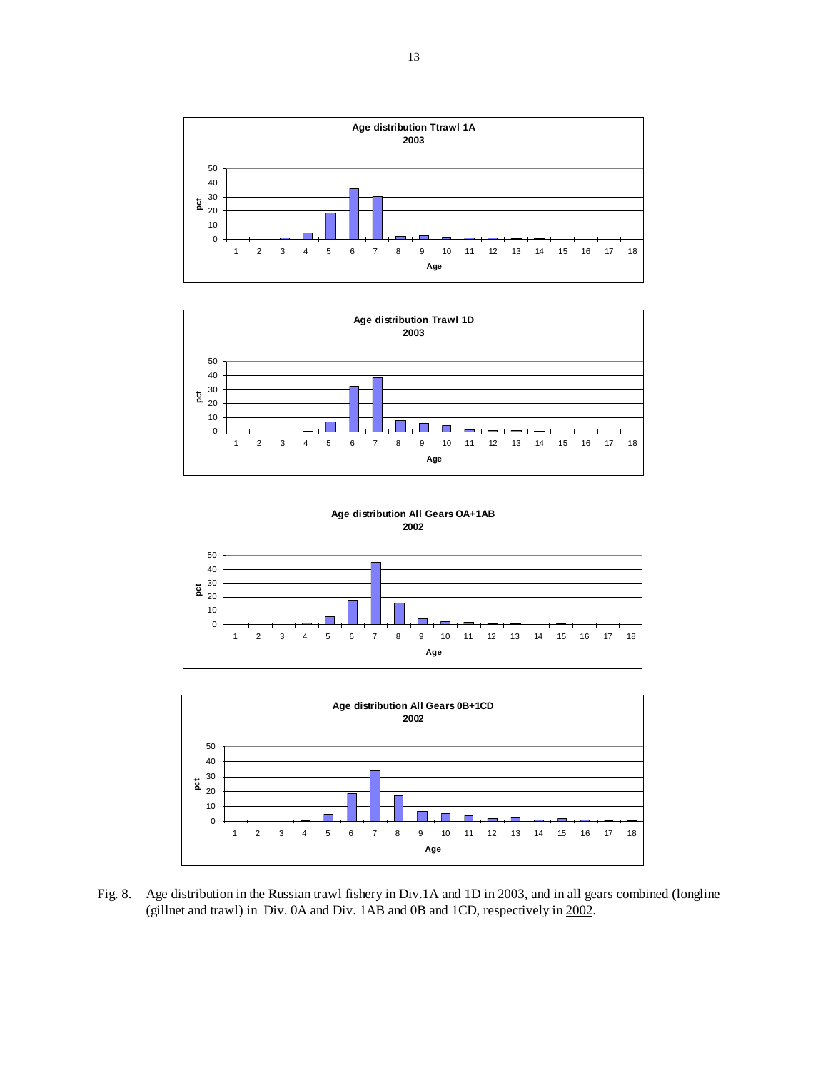Fig. 8. Age distribution in the Russian trawl fishery in Div.1A and 1D in 2003, and in all gears combined (longline (gillnet and trawl) in Div. 0A and Div. 1AB and 0B and 1CD, respectively in 2002.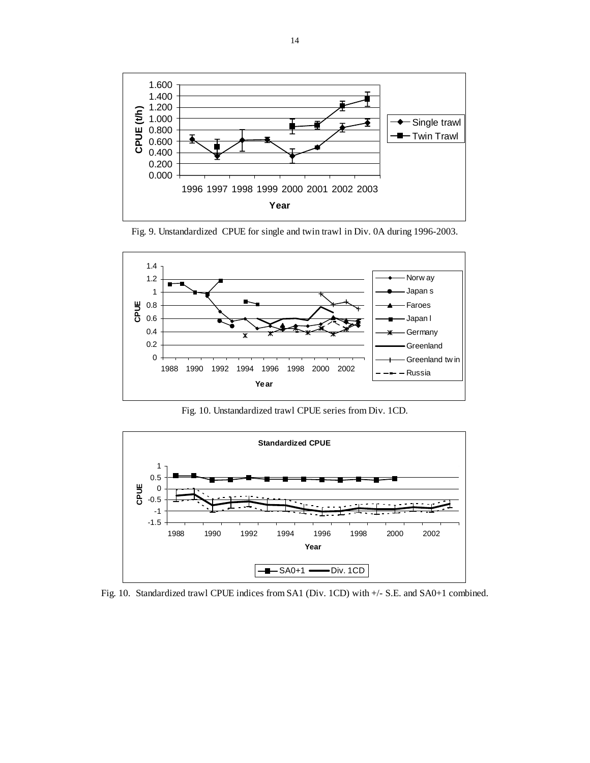Fig. 9. Unstandardized CPUE for single and twin trawl in Div. 0A during 1996-2003.

Fig. 10. Unstandardized trawl CPUE series from Div. 1CD.

Fig. 10. Standardized trawl CPUE indices from SA1 (Div. 1CD) with +/- S.E. and SA0+1 combined.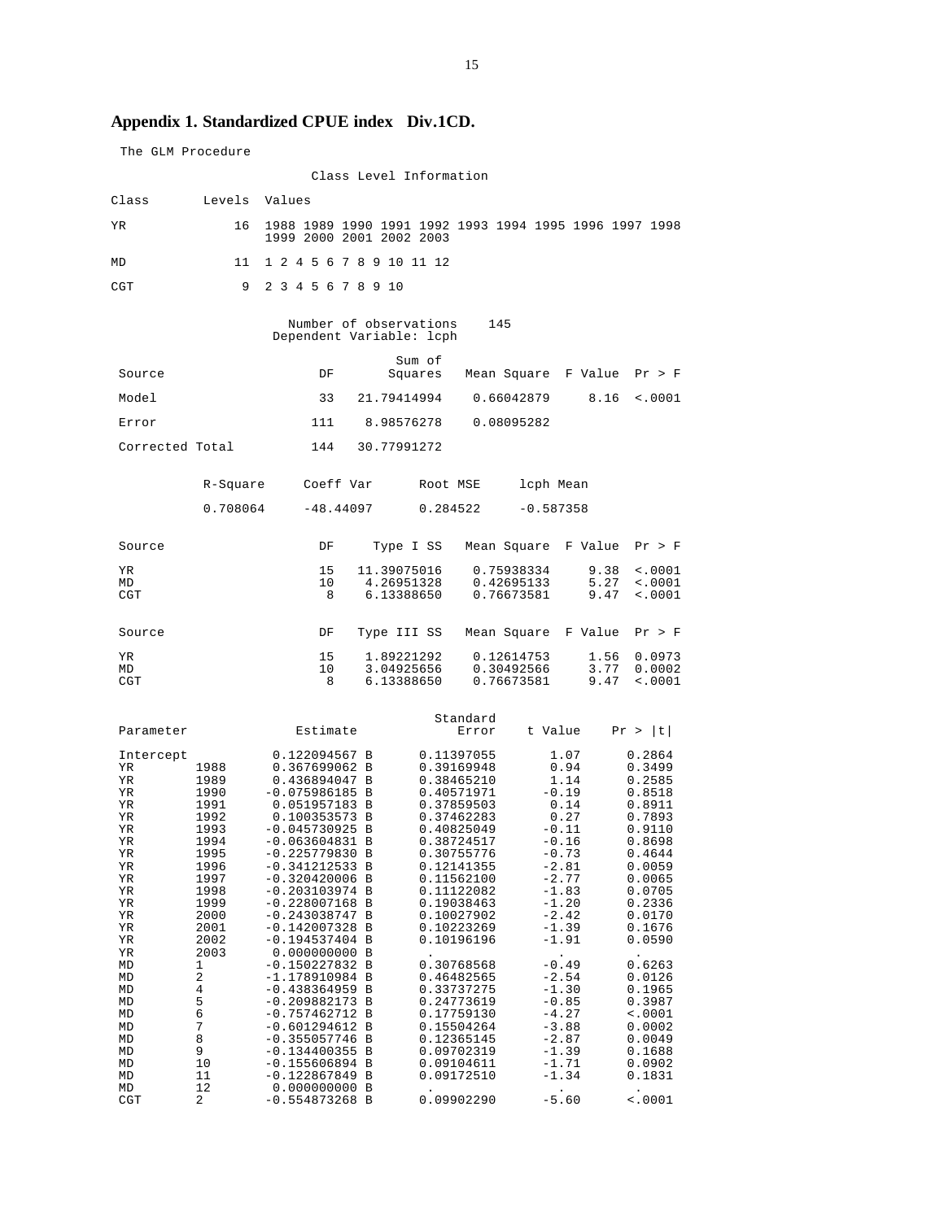## Appendix 1. Standardized CPUE index Div.1CD.

The GLM Procedure

Class Level Information

| Class | Levels | Values |
|---|---|---|
| YR | 16 | 1988 1989 1990 1991 1992 1993 1994 1995 1996 1997 1998 1999 2000 2001 2002 2003 |
| MD | 11 | 1 2 4 5 6 7 8 9 10 11 12 |
| CGT | 9 | 2 3 4 5 6 7 8 9 10 |

Number of observations 145
Dependent Variable: lcph

| Source | DF | Sum of Squares | Mean Square | F Value | Pr > F |
|---|---|---|---|---|---|
| Model | 33 | 21.79414994 | 0.66042879 | 8.16 | <.0001 |
| Error | 111 | 8.98576278 | 0.08095282 | | |
| Corrected Total | 144 | 30.77991272 | | | |

| R-Square | Coeff Var | Root MSE | lcph Mean |
|---|---|---|---|
| 0.708064 | -48.44097 | 0.284522 | -0.587358 |

| Source | DF | Type I SS | Mean Square | F Value | Pr > F |
|---|---|---|---|---|---|
| YR | 15 | 11.39075016 | 0.75938334 | 9.38 | <.0001 |
| MD | 10 | 4.26951328 | 0.42695133 | 5.27 | <.0001 |
| CGT | 8 | 6.13388650 | 0.76673581 | 9.47 | <.0001 |

| Source | DF | Type III SS | Mean Square | F Value | Pr > F |
|---|---|---|---|---|---|
| YR | 15 | 1.89221292 | 0.12614753 | 1.56 | 0.0973 |
| MD | 10 | 3.04925656 | 0.30492566 | 3.77 | 0.0002 |
| CGT | 8 | 6.13388650 | 0.76673581 | 9.47 | <.0001 |

| Parameter | | Estimate | | Standard Error | t Value | Pr > \|t\| |
|---|---|---|---|---|---|---|
| Intercept | | 0.122094567 | B | 0.11397055 | 1.07 | 0.2864 |
| YR | 1988 | 0.367699062 | B | 0.39169948 | 0.94 | 0.3499 |
| YR | 1989 | 0.436894047 | B | 0.38465210 | 1.14 | 0.2585 |
| YR | 1990 | -0.075986185 | B | 0.40571971 | -0.19 | 0.8518 |
| YR | 1991 | 0.051957183 | B | 0.37859503 | 0.14 | 0.8911 |
| YR | 1992 | 0.100353573 | B | 0.37462283 | 0.27 | 0.7893 |
| YR | 1993 | -0.045730925 | B | 0.40825049 | -0.11 | 0.9110 |
| YR | 1994 | -0.063604831 | B | 0.38724517 | -0.16 | 0.8698 |
| YR | 1995 | -0.225779830 | B | 0.30755776 | -0.73 | 0.4644 |
| YR | 1996 | -0.341212533 | B | 0.12141355 | -2.81 | 0.0059 |
| YR | 1997 | -0.320420006 | B | 0.11562100 | -2.77 | 0.0065 |
| YR | 1998 | -0.203103974 | B | 0.11122082 | -1.83 | 0.0705 |
| YR | 1999 | -0.228007168 | B | 0.19038463 | -1.20 | 0.2336 |
| YR | 2000 | -0.243038747 | B | 0.10027902 | -2.42 | 0.0170 |
| YR | 2001 | -0.142007328 | B | 0.10223269 | -1.39 | 0.1676 |
| YR | 2002 | -0.194537404 | B | 0.10196196 | -1.91 | 0.0590 |
| YR | 2003 | 0.000000000 | B | . | . | . |
| MD | 1 | -0.150227832 | B | 0.30768568 | -0.49 | 0.6263 |
| MD | 2 | -1.178910984 | B | 0.46482565 | -2.54 | 0.0126 |
| MD | 4 | -0.438364959 | B | 0.33737275 | -1.30 | 0.1965 |
| MD | 5 | -0.209882173 | B | 0.24773619 | -0.85 | 0.3987 |
| MD | 6 | -0.757462712 | B | 0.17759130 | -4.27 | <.0001 |
| MD | 7 | -0.601294612 | B | 0.15504264 | -3.88 | 0.0002 |
| MD | 8 | -0.355057746 | B | 0.12365145 | -2.87 | 0.0049 |
| MD | 9 | -0.134400355 | B | 0.09702319 | -1.39 | 0.1688 |
| MD | 10 | -0.155606894 | B | 0.09104611 | -1.71 | 0.0902 |
| MD | 11 | -0.122867849 | B | 0.09172510 | -1.34 | 0.1831 |
| MD | 12 | 0.000000000 | B | . | . | . |
| CGT | 2 | -0.554873268 | B | 0.09902290 | -5.60 | <.0001 |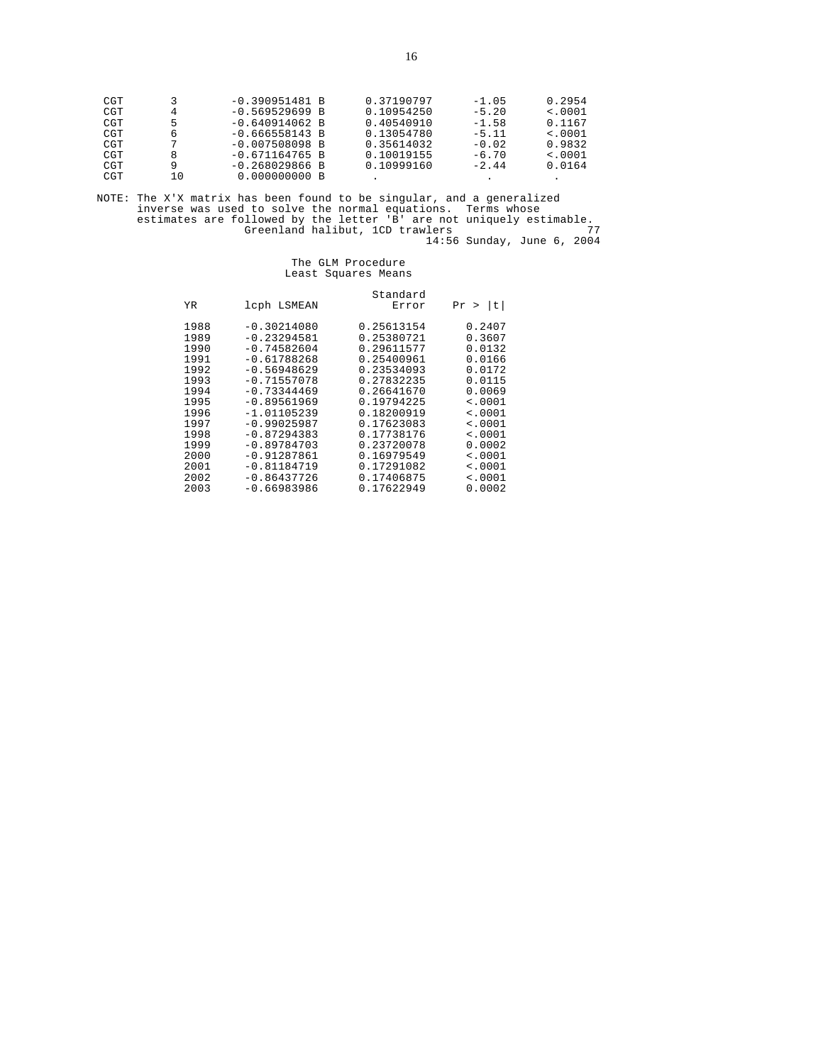| | | | | | |
|---|---|---|---|---|---|
| CGT | 3 | -0.390951481 B | 0.37190797 | -1.05 | 0.2954 |
| CGT | 4 | -0.569529699 B | 0.10954250 | -5.20 | <.0001 |
| CGT | 5 | -0.640914062 B | 0.40540910 | -1.58 | 0.1167 |
| CGT | 6 | -0.666558143 B | 0.13054780 | -5.11 | <.0001 |
| CGT | 7 | -0.007508098 B | 0.35614032 | -0.02 | 0.9832 |
| CGT | 8 | -0.671164765 B | 0.10019155 | -6.70 | <.0001 |
| CGT | 9 | -0.268029866 B | 0.10999160 | -2.44 | 0.0164 |
| CGT | 10 | 0.000000000 B | . | . | . |

NOTE: The X'X matrix has been found to be singular, and a generalized inverse was used to solve the normal equations. Terms whose estimates are followed by the letter 'B' are not uniquely estimable.

Greenland halibut, 1CD trawlers 77
14:56 Sunday, June 6, 2004

The GLM Procedure
Least Squares Means

| YR | lcph LSMEAN | Standard Error | Pr > \|t\| |
|---|---|---|---|
| 1988 | -0.30214080 | 0.25613154 | 0.2407 |
| 1989 | -0.23294581 | 0.25380721 | 0.3607 |
| 1990 | -0.74582604 | 0.29611577 | 0.0132 |
| 1991 | -0.61788268 | 0.25400961 | 0.0166 |
| 1992 | -0.56948629 | 0.23534093 | 0.0172 |
| 1993 | -0.71557078 | 0.27832235 | 0.0115 |
| 1994 | -0.73344469 | 0.26641670 | 0.0069 |
| 1995 | -0.89561969 | 0.19794225 | <.0001 |
| 1996 | -1.01105239 | 0.18200919 | <.0001 |
| 1997 | -0.99025987 | 0.17623083 | <.0001 |
| 1998 | -0.87294383 | 0.17738176 | <.0001 |
| 1999 | -0.89784703 | 0.23720078 | 0.0002 |
| 2000 | -0.91287861 | 0.16979549 | <.0001 |
| 2001 | -0.81184719 | 0.17291082 | <.0001 |
| 2002 | -0.86437726 | 0.17406875 | <.0001 |
| 2003 | -0.66983986 | 0.17622949 | 0.0002 |